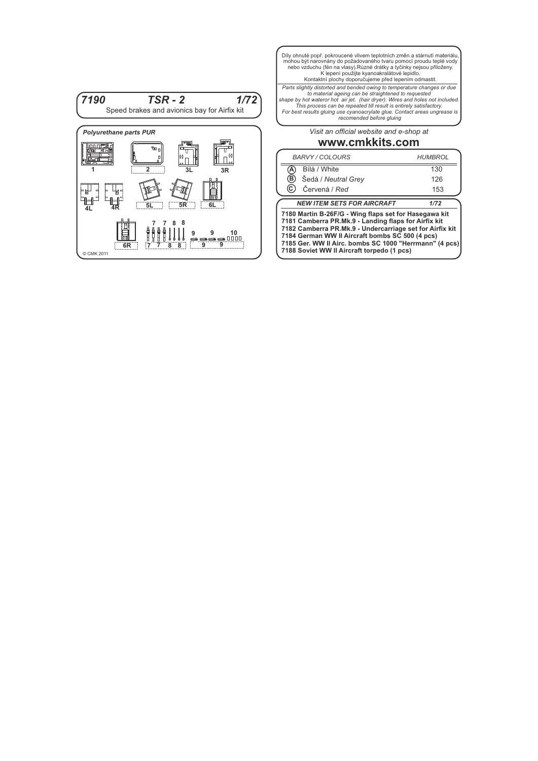# 7190 TSR - 2 1/72

Speed brakes and avionics bay for Airfix kit

## *Polyurethane parts PUR*

1 2 3L 3R

4L 4R 5L 5R 6L

6R 7 7 8 8 9 9 10

© CMK 2011

Díly ohnuté popř. pokroucené vlivem teplotních změn a stárnutí materiálu, mohou být narovnány do požadovaného tvaru pomocí proudu teplé vody nebo vzduchu (fén na vlasy).Různé drátky a tyčinky nejsou přiloženy. K lepení použijte kyanoakralátové lepidlo. Kontaktní plochy doporučujeme před lepením odmastit.

*Parts slightly distorted and bended owing to temperature changes or due to material ageing can be straightened to requested shape by hot wateror hot air jet. (hair dryer). Wires and holes not included. This process can be repeated till result is entirely satisfactory. For best results gluing use cyanoacrylate glue. Contact areas ungrease is recomended before gluing*

*Visit an official website and e-shop at*

**www.cmkkits.com**

| | *BARVY / COLOURS* | *HUMBROL* |
|---|---|---|
| A | Bílá / White | 130 |
| B | Šedá / *Neutral Grey* | 126 |
| C | Červená / *Red* | 153 |

***NEW ITEM SETS FOR AIRCRAFT*** ***1/72***

**7180 Martin B-26F/G - Wing flaps set for Hasegawa kit**
**7181 Camberra PR.Mk.9 - Landing flaps for Airfix kit**
**7182 Camberra PR.Mk.9 - Undercarriage set for Airfix kit**
**7184 German WW II Aircraft bombs SC 500 (4 pcs)**
**7185 Ger. WW II Airc. bombs SC 1000 "Herrmann" (4 pcs)**
**7188 Soviet WW II Aircraft torpedo (1 pcs)**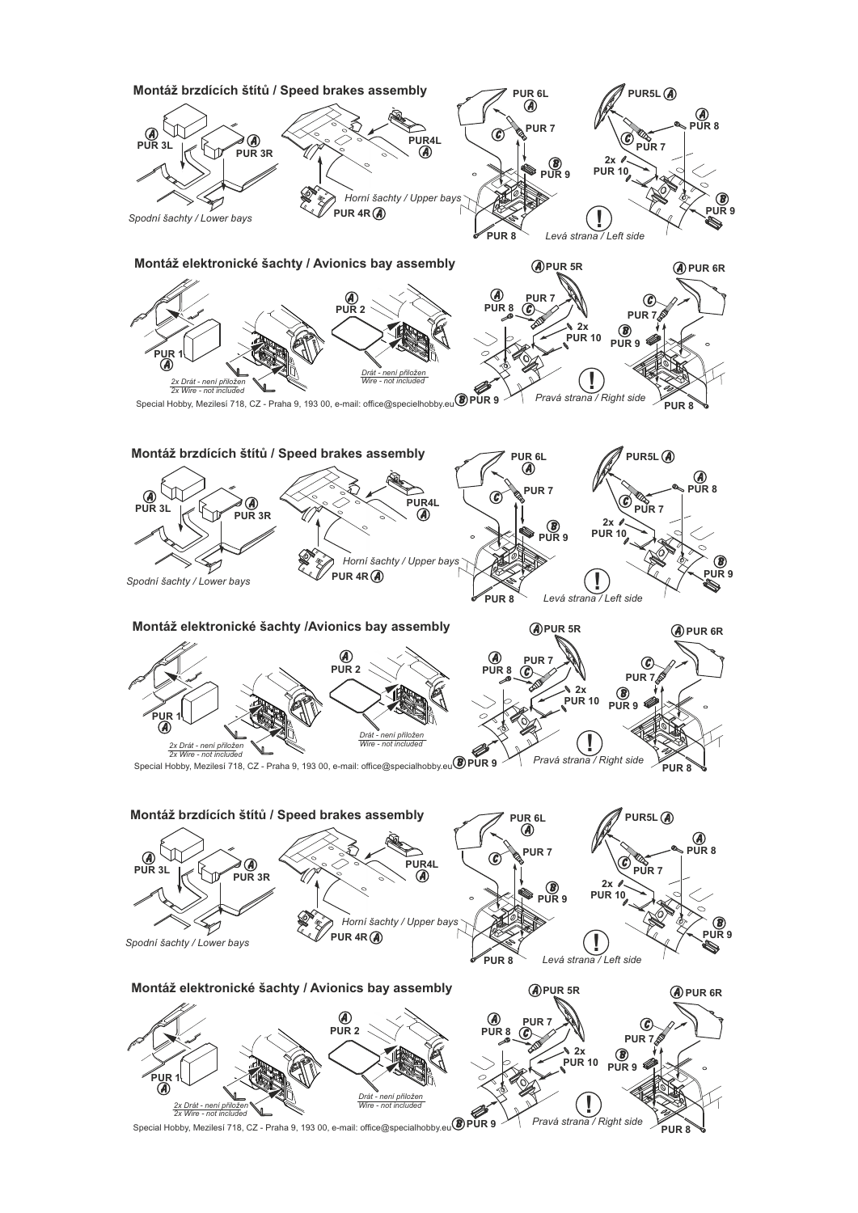## Montáž brzdících štítů / Speed brakes assembly

PUR 3L (A)
PUR 3R (A)
PUR4L (A)
PUR 4R (A)
*Horní šachty / Upper bays*
*Spodní šachty / Lower bays*
PUR 6L (A)
PUR 7 (C)
PUR 9 (B)
PUR 8
PUR5L (A)
PUR 8 (A)
PUR 7 (C)
2x PUR 10
PUR 9 (B)
*Levá strana / Left side*

## Montáž elektronické šachty / Avionics bay assembly

PUR 1 (A)
PUR 2 (A)
*2x Drát - není přiložen*
*2x Wire - not included*
*Drát - není přiložen*
*Wire - not included*
PUR 5R (A)
PUR 8 (A)
PUR 7 (C)
2x PUR 10
PUR 9 (B)
PUR 6R (A)
PUR 7 (C)
PUR 9 (B)
PUR 8
*Pravá strana / Right side*

Special Hobby, Mezilesí 718, CZ - Praha 9, 193 00, e-mail: office@specialhobby.eu

## Montáž brzdících štítů / Speed brakes assembly

PUR 3L (A)
PUR 3R (A)
PUR4L (A)
PUR 4R (A)
*Horní šachty / Upper bays*
*Spodní šachty / Lower bays*
PUR 6L (A)
PUR 7 (C)
PUR 9 (B)
PUR 8
PUR5L (A)
PUR 8 (A)
PUR 7 (C)
2x PUR 10
PUR 9 (B)
*Levá strana / Left side*

## Montáž elektronické šachty /Avionics bay assembly

PUR 1 (A)
PUR 2 (A)
*2x Drát - není přiložen*
*2x Wire - not included*
*Drát - není přiložen*
*Wire - not included*
PUR 5R (A)
PUR 8 (A)
PUR 7 (C)
2x PUR 10
PUR 9 (B)
PUR 6R (A)
PUR 7 (C)
PUR 9 (B)
PUR 8
*Pravá strana / Right side*

Special Hobby, Mezilesí 718, CZ - Praha 9, 193 00, e-mail: office@specialhobby.eu

## Montáž brzdících štítů / Speed brakes assembly

PUR 3L (A)
PUR 3R (A)
PUR4L (A)
PUR 4R (A)
*Horní šachty / Upper bays*
*Spodní šachty / Lower bays*
PUR 6L (A)
PUR 7 (C)
PUR 9 (B)
PUR 8
PUR5L (A)
PUR 8 (A)
PUR 7 (C)
2x PUR 10
PUR 9 (B)
*Levá strana / Left side*

## Montáž elektronické šachty / Avionics bay assembly

PUR 1 (A)
PUR 2 (A)
*2x Drát - není přiložen*
*2x Wire - not included*
*Drát - není přiložen*
*Wire - not included*
PUR 5R (A)
PUR 8 (A)
PUR 7 (C)
2x PUR 10
PUR 9 (B)
PUR 6R (A)
PUR 7 (C)
PUR 9 (B)
PUR 8
*Pravá strana / Right side*

Special Hobby, Mezilesí 718, CZ - Praha 9, 193 00, e-mail: office@specialhobby.eu